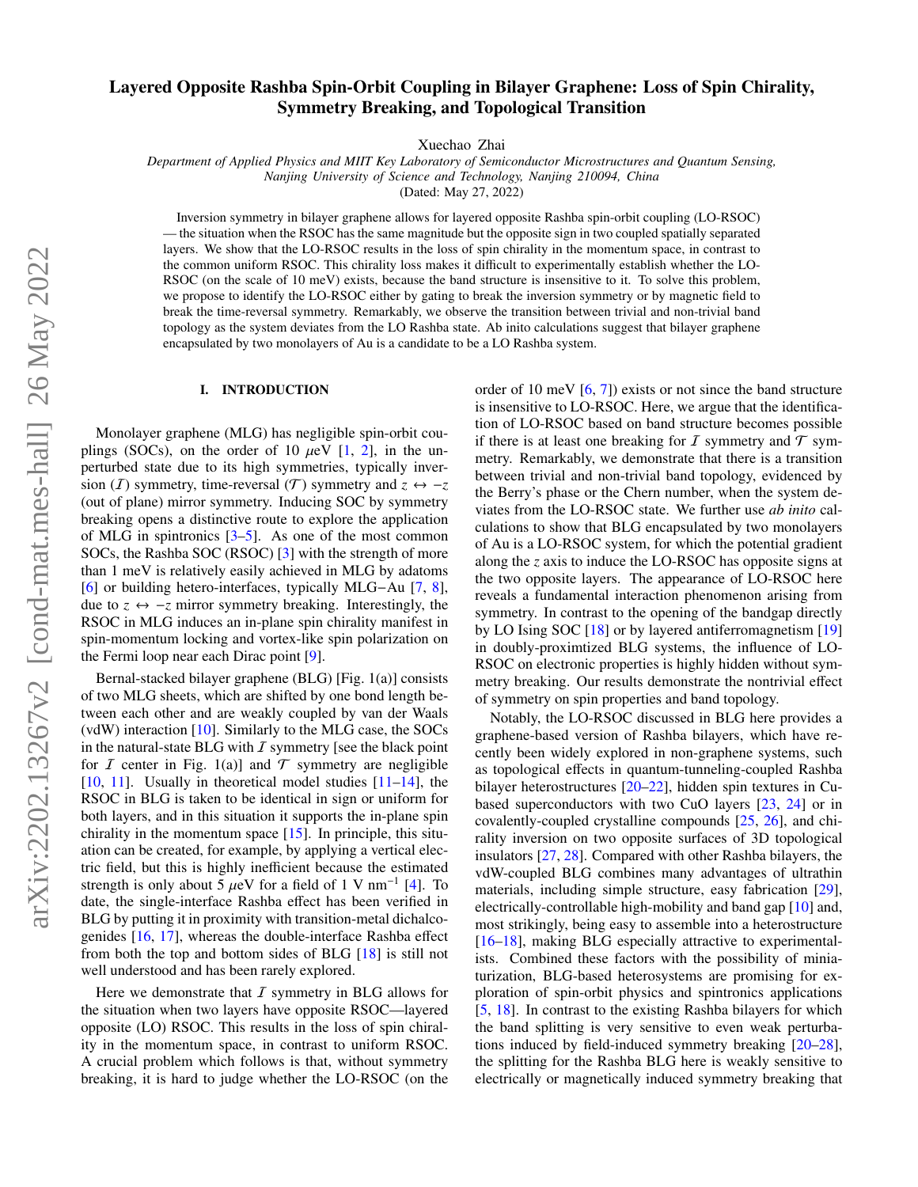# Layered Opposite Rashba Spin-Orbit Coupling in Bilayer Graphene: Loss of Spin Chirality, Symmetry Breaking, and Topological Transition

Xuechao Zhai

*Department of Applied Physics and MIIT Key Laboratory of Semiconductor Microstructures and Quantum Sensing, Nanjing University of Science and Technology, Nanjing 210094, China*

(Dated: May 27, 2022)

Inversion symmetry in bilayer graphene allows for layered opposite Rashba spin-orbit coupling (LO-RSOC) — the situation when the RSOC has the same magnitude but the opposite sign in two coupled spatially separated layers. We show that the LO-RSOC results in the loss of spin chirality in the momentum space, in contrast to the common uniform RSOC. This chirality loss makes it difficult to experimentally establish whether the LO-RSOC (on the scale of 10 meV) exists, because the band structure is insensitive to it. To solve this problem, we propose to identify the LO-RSOC either by gating to break the inversion symmetry or by magnetic field to break the time-reversal symmetry. Remarkably, we observe the transition between trivial and non-trivial band topology as the system deviates from the LO Rashba state. Ab inito calculations suggest that bilayer graphene encapsulated by two monolayers of Au is a candidate to be a LO Rashba system.

## I. INTRODUCTION

Monolayer graphene (MLG) has negligible spin-orbit couplings (SOCs), on the order of 10 $\mu$eV [1, 2], in the unperturbed state due to its high symmetries, typically inversion ($\mathcal{I}$) symmetry, time-reversal ($\mathcal{T}$) symmetry and $z \leftrightarrow -z$ (out of plane) mirror symmetry. Inducing SOC by symmetry breaking opens a distinctive route to explore the application of MLG in spintronics [3–5]. As one of the most common SOCs, the Rashba SOC (RSOC) [3] with the strength of more than 1 meV is relatively easily achieved in MLG by adatoms [6] or building hetero-interfaces, typically MLG−Au [7, 8], due to $z \leftrightarrow -z$ mirror symmetry breaking. Interestingly, the RSOC in MLG induces an in-plane spin chirality manifest in spin-momentum locking and vortex-like spin polarization on the Fermi loop near each Dirac point [9].

Bernal-stacked bilayer graphene (BLG) [Fig. 1(a)] consists of two MLG sheets, which are shifted by one bond length between each other and are weakly coupled by van der Waals (vdW) interaction [10]. Similarly to the MLG case, the SOCs in the natural-state BLG with $\mathcal{I}$ symmetry [see the black point for $\mathcal{I}$ center in Fig. 1(a)] and $\mathcal{T}$ symmetry are negligible [10, 11]. Usually in theoretical model studies [11–14], the RSOC in BLG is taken to be identical in sign or uniform for both layers, and in this situation it supports the in-plane spin chirality in the momentum space [15]. In principle, this situation can be created, for example, by applying a vertical electric field, but this is highly inefficient because the estimated strength is only about 5 $\mu$eV for a field of 1 V nm$^{-1}$ [4]. To date, the single-interface Rashba effect has been verified in BLG by putting it in proximity with transition-metal dichalcogenides [16, 17], whereas the double-interface Rashba effect from both the top and bottom sides of BLG [18] is still not well understood and has been rarely explored.

Here we demonstrate that $\mathcal{I}$ symmetry in BLG allows for the situation when two layers have opposite RSOC—layered opposite (LO) RSOC. This results in the loss of spin chirality in the momentum space, in contrast to uniform RSOC. A crucial problem which follows is that, without symmetry breaking, it is hard to judge whether the LO-RSOC (on the order of 10 meV [6, 7]) exists or not since the band structure is insensitive to LO-RSOC. Here, we argue that the identification of LO-RSOC based on band structure becomes possible if there is at least one breaking for $\mathcal{I}$ symmetry and $\mathcal{T}$ symmetry. Remarkably, we demonstrate that there is a transition between trivial and non-trivial band topology, evidenced by the Berry's phase or the Chern number, when the system deviates from the LO-RSOC state. We further use *ab inito* calculations to show that BLG encapsulated by two monolayers of Au is a LO-RSOC system, for which the potential gradient along the $z$ axis to induce the LO-RSOC has opposite signs at the two opposite layers. The appearance of LO-RSOC here reveals a fundamental interaction phenomenon arising from symmetry. In contrast to the opening of the bandgap directly by LO Ising SOC [18] or by layered antiferromagnetism [19] in doubly-proximitized BLG systems, the influence of LO-RSOC on electronic properties is highly hidden without symmetry breaking. Our results demonstrate the nontrivial effect of symmetry on spin properties and band topology.

Notably, the LO-RSOC discussed in BLG here provides a graphene-based version of Rashba bilayers, which have recently been widely explored in non-graphene systems, such as topological effects in quantum-tunneling-coupled Rashba bilayer heterostructures [20–22], hidden spin textures in Cu-based superconductors with two CuO layers [23, 24] or in covalently-coupled crystalline compounds [25, 26], and chirality inversion on two opposite surfaces of 3D topological insulators [27, 28]. Compared with other Rashba bilayers, the vdW-coupled BLG combines many advantages of ultrathin materials, including simple structure, easy fabrication [29], electrically-controllable high-mobility and band gap [10] and, most strikingly, being easy to assemble into a heterostructure [16–18], making BLG especially attractive to experimentalists. Combined these factors with the possibility of miniaturization, BLG-based heterosystems are promising for exploration of spin-orbit physics and spintronics applications [5, 18]. In contrast to the existing Rashba bilayers for which the band splitting is very sensitive to even weak perturbations induced by field-induced symmetry breaking [20–28], the splitting for the Rashba BLG here is weakly sensitive to electrically or magnetically induced symmetry breaking that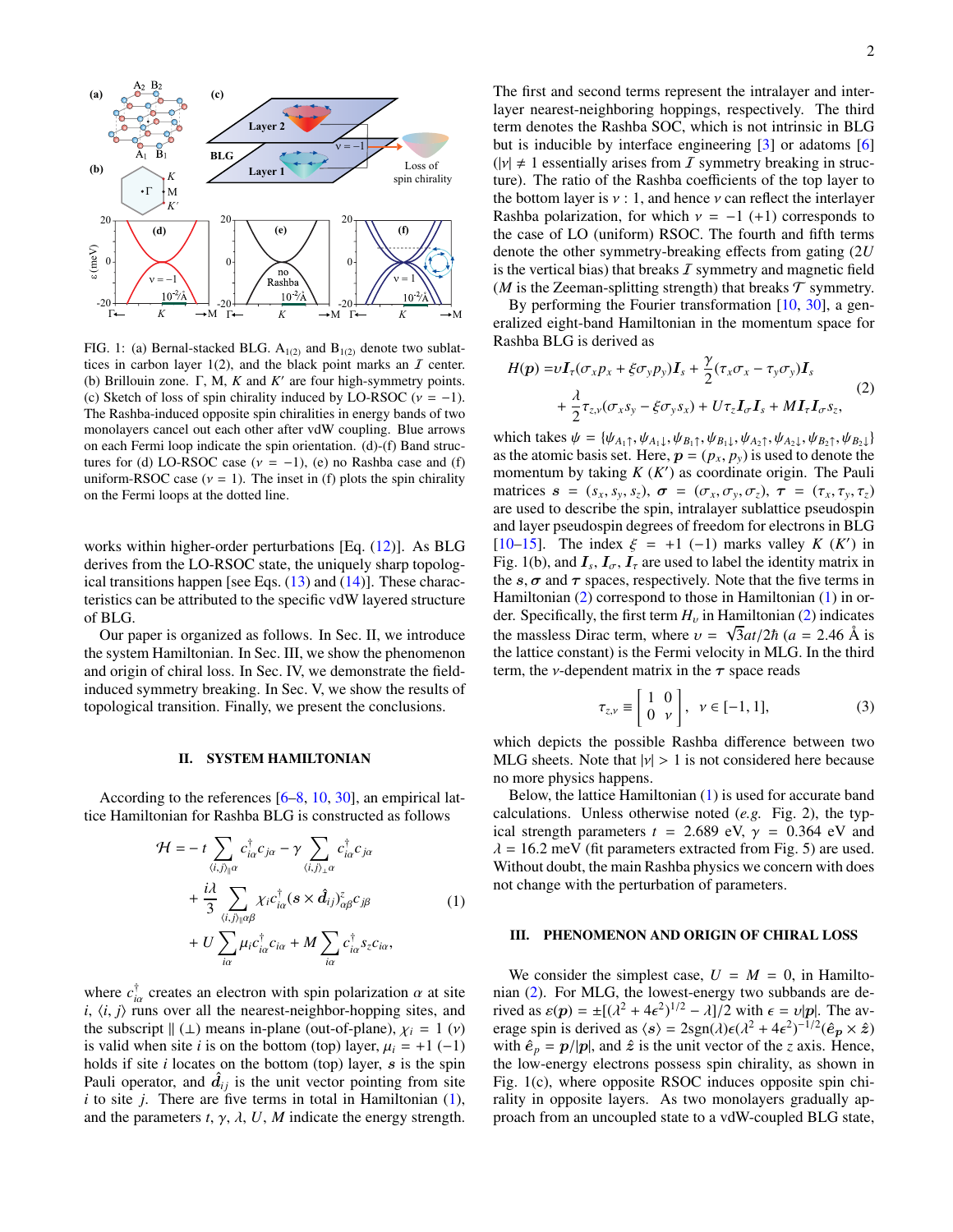FIG. 1: (a) Bernal-stacked BLG. $A_{1(2)}$ and $B_{1(2)}$ denote two sublattices in carbon layer 1(2), and the black point marks an $\mathcal{I}$ center. (b) Brillouin zone. Γ, M, $K$ and $K'$ are four high-symmetry points. (c) Sketch of loss of spin chirality induced by LO-RSOC ($\nu = -1$). The Rashba-induced opposite spin chiralities in energy bands of two monolayers cancel out each other after vdW coupling. Blue arrows on each Fermi loop indicate the spin orientation. (d)-(f) Band structures for (d) LO-RSOC case ($\nu = -1$), (e) no Rashba case and (f) uniform-RSOC case ($\nu = 1$). The inset in (f) plots the spin chirality on the Fermi loops at the dotted line.

works within higher-order perturbations [Eq. (12)]. As BLG derives from the LO-RSOC state, the uniquely sharp topological transitions happen [see Eqs. (13) and (14)]. These characteristics can be attributed to the specific vdW layered structure of BLG.

Our paper is organized as follows. In Sec. II, we introduce the system Hamiltonian. In Sec. III, we show the phenomenon and origin of chiral loss. In Sec. IV, we demonstrate the field-induced symmetry breaking. In Sec. V, we show the results of topological transition. Finally, we present the conclusions.

## II. SYSTEM HAMILTONIAN

According to the references [6–8, 10, 30], an empirical lattice Hamiltonian for Rashba BLG is constructed as follows

$$
\begin{aligned}
\mathcal{H} = & -t \sum_{\langle i,j\rangle_{\parallel}\alpha} c_{i\alpha}^{\dagger} c_{j\alpha} - \gamma \sum_{\langle i,j\rangle_{\perp}\alpha} c_{i\alpha}^{\dagger} c_{j\alpha} \\
& + \frac{i\lambda}{3} \sum_{\langle i,j\rangle_{\parallel}\alpha\beta} \chi_i c_{i\alpha}^{\dagger} (\boldsymbol{s}\times\hat{\boldsymbol{d}}_{ij})_{\alpha\beta}^{z} c_{j\beta} \\
& + U \sum_{i\alpha} \mu_i c_{i\alpha}^{\dagger} c_{i\alpha} + M \sum_{i\alpha} c_{i\alpha}^{\dagger} s_z c_{i\alpha},
\end{aligned}
\tag{1}
$$

where $c_{i\alpha}^{\dagger}$ creates an electron with spin polarization $\alpha$ at site $i$, $\langle i,j\rangle$ runs over all the nearest-neighbor-hopping sites, and the subscript $\parallel$ ($\perp$) means in-plane (out-of-plane), $\chi_i = 1$ ($\nu$) is valid when site $i$ is on the bottom (top) layer, $\mu_i = +1$ ($-1$) holds if site $i$ locates on the bottom (top) layer, $\boldsymbol{s}$ is the spin Pauli operator, and $\hat{\boldsymbol{d}}_{ij}$ is the unit vector pointing from site $i$ to site $j$. There are five terms in total in Hamiltonian (1), and the parameters $t$, $\gamma$, $\lambda$, $U$, $M$ indicate the energy strength.

The first and second terms represent the intralayer and interlayer nearest-neighboring hoppings, respectively. The third term denotes the Rashba SOC, which is not intrinsic in BLG but is inducible by interface engineering [3] or adatoms [6] ($|\nu| \neq 1$ essentially arises from $\mathcal{I}$ symmetry breaking in structure). The ratio of the Rashba coefficients of the top layer to the bottom layer is $\nu : 1$, and hence $\nu$ can reflect the interlayer Rashba polarization, for which $\nu = -1$ ($+1$) corresponds to the case of LO (uniform) RSOC. The fourth and fifth terms denote the other symmetry-breaking effects from gating ($2U$ is the vertical bias) that breaks $\mathcal{I}$ symmetry and magnetic field ($M$ is the Zeeman-splitting strength) that breaks $\mathcal{T}$ symmetry.

By performing the Fourier transformation [10, 30], a generalized eight-band Hamiltonian in the momentum space for Rashba BLG is derived as

$$
\begin{aligned}
H(\boldsymbol{p}) = & \upsilon \boldsymbol{I}_{\tau}(\sigma_x p_x + \xi\sigma_y p_y)\boldsymbol{I}_s + \frac{\gamma}{2}(\tau_x\sigma_x - \tau_y\sigma_y)\boldsymbol{I}_s \\
& + \frac{\lambda}{2}\tau_{z,\nu}(\sigma_x s_y - \xi\sigma_y s_x) + U\tau_z\boldsymbol{I}_{\sigma}\boldsymbol{I}_s + M\boldsymbol{I}_{\tau}\boldsymbol{I}_{\sigma}s_z,
\end{aligned}
\tag{2}
$$

which takes $\psi = \{\psi_{A_1\uparrow}, \psi_{A_1\downarrow}, \psi_{B_1\uparrow}, \psi_{B_1\downarrow}, \psi_{A_2\uparrow}, \psi_{A_2\downarrow}, \psi_{B_2\uparrow}, \psi_{B_2\downarrow}\}$ as the atomic basis set. Here, $\boldsymbol{p} = (p_x, p_y)$ is used to denote the momentum by taking $K$ ($K'$) as coordinate origin. The Pauli matrices $\boldsymbol{s} = (s_x, s_y, s_z)$, $\boldsymbol{\sigma} = (\sigma_x, \sigma_y, \sigma_z)$, $\boldsymbol{\tau} = (\tau_x, \tau_y, \tau_z)$ are used to describe the spin, intralayer sublattice pseudospin and layer pseudospin degrees of freedom for electrons in BLG [10–15]. The index $\xi = +1$ ($-1$) marks valley $K$ ($K'$) in Fig. 1(b), and $\boldsymbol{I}_s$, $\boldsymbol{I}_{\sigma}$, $\boldsymbol{I}_{\tau}$ are used to label the identity matrix in the $\boldsymbol{s}$, $\boldsymbol{\sigma}$ and $\boldsymbol{\tau}$ spaces, respectively. Note that the five terms in Hamiltonian (2) correspond to those in Hamiltonian (1) in order. Specifically, the first term $H_{\upsilon}$ in Hamiltonian (2) indicates the massless Dirac term, where $\upsilon = \sqrt{3}at/2\hbar$ ($a = 2.46$ Å is the lattice constant) is the Fermi velocity in MLG. In the third term, the $\nu$-dependent matrix in the $\boldsymbol{\tau}$ space reads

$$
\tau_{z,\nu} \equiv \begin{bmatrix} 1 & 0 \\ 0 & \nu \end{bmatrix}, \quad \nu \in [-1, 1],
\tag{3}
$$

which depicts the possible Rashba difference between two MLG sheets. Note that $|\nu| > 1$ is not considered here because no more physics happens.

Below, the lattice Hamiltonian (1) is used for accurate band calculations. Unless otherwise noted (*e.g.* Fig. 2), the typical strength parameters $t = 2.689$ eV, $\gamma = 0.364$ eV and $\lambda = 16.2$ meV (fit parameters extracted from Fig. 5) are used. Without doubt, the main Rashba physics we concern with does not change with the perturbation of parameters.

## III. PHENOMENON AND ORIGIN OF CHIRAL LOSS

We consider the simplest case, $U = M = 0$, in Hamiltonian (2). For MLG, the lowest-energy two subbands are derived as $\varepsilon(\boldsymbol{p}) = \pm[(\lambda^2 + 4\epsilon^2)^{1/2} - \lambda]/2$ with $\epsilon = \upsilon|\boldsymbol{p}|$. The average spin is derived as $\langle \boldsymbol{s}\rangle = 2\,\mathrm{sgn}(\lambda)\epsilon(\lambda^2 + 4\epsilon^2)^{-1/2}(\hat{\boldsymbol{e}}_p \times \hat{\boldsymbol{z}})$ with $\hat{\boldsymbol{e}}_p = \boldsymbol{p}/|\boldsymbol{p}|$, and $\hat{\boldsymbol{z}}$ is the unit vector of the $z$ axis. Hence, the low-energy electrons possess spin chirality, as shown in Fig. 1(c), where opposite RSOC induces opposite spin chirality in opposite layers. As two monolayers gradually approach from an uncoupled state to a vdW-coupled BLG state,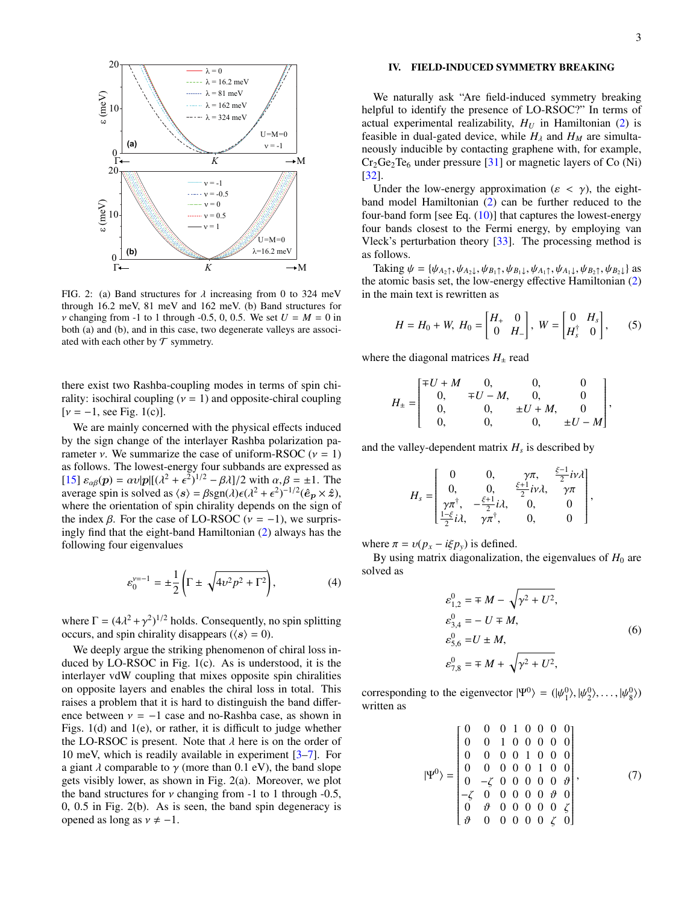FIG. 2: (a) Band structures for $\lambda$ increasing from 0 to 324 meV through 16.2 meV, 81 meV and 162 meV. (b) Band structures for $\nu$ changing from -1 to 1 through -0.5, 0, 0.5. We set $U = M = 0$ in both (a) and (b), and in this case, two degenerate valleys are associated with each other by $\mathcal{T}$ symmetry.

there exist two Rashba-coupling modes in terms of spin chirality: isochiral coupling ($\nu = 1$) and opposite-chiral coupling [$\nu = -1$, see Fig. 1(c)].

We are mainly concerned with the physical effects induced by the sign change of the interlayer Rashba polarization parameter $\nu$. We summarize the case of uniform-RSOC ($\nu = 1$) as follows. The lowest-energy four subbands are expressed as [15] $\varepsilon_{\alpha\beta}(\boldsymbol{p}) = \alpha \upsilon|\boldsymbol{p}|[(\lambda^2+\epsilon^2)^{1/2} - \beta\lambda]/2$ with $\alpha, \beta = \pm 1$. The average spin is solved as $\langle \boldsymbol{s}\rangle = \beta \mathrm{sgn}(\lambda)\epsilon(\lambda^2+\epsilon^2)^{-1/2}(\hat{\boldsymbol{e}}_{\boldsymbol{p}} \times \hat{z})$, where the orientation of spin chirality depends on the sign of the index $\beta$. For the case of LO-RSOC ($\nu = -1$), we surprisingly find that the eight-band Hamiltonian (2) always has the following four eigenvalues

$$\varepsilon_0^{\nu=-1} = \pm\frac{1}{2}\left(\Gamma \pm \sqrt{4\upsilon^2p^2+\Gamma^2}\right), \tag{4}$$

where $\Gamma = (4\lambda^2+\gamma^2)^{1/2}$ holds. Consequently, no spin splitting occurs, and spin chirality disappears ($\langle \boldsymbol{s}\rangle = 0$).

We deeply argue the striking phenomenon of chiral loss induced by LO-RSOC in Fig. 1(c). As is understood, it is the interlayer vdW coupling that mixes opposite spin chiralities on opposite layers and enables the chiral loss in total. This raises a problem that it is hard to distinguish the band difference between $\nu = -1$ case and no-Rashba case, as shown in Figs. 1(d) and 1(e), or rather, it is difficult to judge whether the LO-RSOC is present. Note that $\lambda$ here is on the order of 10 meV, which is readily available in experiment [3–7]. For a giant $\lambda$ comparable to $\gamma$ (more than 0.1 eV), the band slope gets visibly lower, as shown in Fig. 2(a). Moreover, we plot the band structures for $\nu$ changing from -1 to 1 through -0.5, 0, 0.5 in Fig. 2(b). As is seen, the band spin degeneracy is opened as long as $\nu \neq -1$.

## IV. FIELD-INDUCED SYMMETRY BREAKING

We naturally ask "Are field-induced symmetry breaking helpful to identify the presence of LO-RSOC?" In terms of actual experimental realizability, $H_U$ in Hamiltonian (2) is feasible in dual-gated device, while $H_\lambda$ and $H_M$ are simultaneously inducible by contacting graphene with, for example, $Cr_2Ge_2Te_6$ under pressure [31] or magnetic layers of Co (Ni) [32].

Under the low-energy approximation ($\varepsilon < \gamma$), the eight-band model Hamiltonian (2) can be further reduced to the four-band form [see Eq. (10)] that captures the lowest-energy four bands closest to the Fermi energy, by employing van Vleck's perturbation theory [33]. The processing method is as follows.

Taking $\psi = \{\psi_{A_2\uparrow}, \psi_{A_2\downarrow}, \psi_{B_1\uparrow}, \psi_{B_1\downarrow}, \psi_{A_1\uparrow}, \psi_{A_1\downarrow}, \psi_{B_2\uparrow}, \psi_{B_2\downarrow}\}$ as the atomic basis set, the low-energy effective Hamiltonian (2) in the main text is rewritten as

$$H = H_0 + W,\ H_0 = \begin{bmatrix} H_+ & 0 \\ 0 & H_- \end{bmatrix},\ W = \begin{bmatrix} 0 & H_s \\ H_s^\dagger & 0 \end{bmatrix}, \tag{5}$$

where the diagonal matrices $H_\pm$ read

$$H_\pm = \begin{bmatrix} \mp U + M & 0, & 0, & 0 \\ 0, & \mp U - M, & 0, & 0 \\ 0, & 0, & \pm U + M, & 0 \\ 0, & 0, & 0, & \pm U - M \end{bmatrix},$$

and the valley-dependent matrix $H_s$ is described by

$$H_s = \begin{bmatrix} 0 & 0, & \gamma\pi, & \frac{\xi-1}{2}i\nu\lambda \\ 0, & 0, & \frac{\xi+1}{2}i\nu\lambda, & \gamma\pi \\ \gamma\pi^\dagger, & -\frac{\xi+1}{2}i\lambda, & 0, & 0 \\ \frac{1-\xi}{2}i\lambda, & \gamma\pi^\dagger, & 0, & 0 \end{bmatrix},$$

where $\pi = \upsilon(p_x - i\xi p_y)$ is defined.

By using matrix diagonalization, the eigenvalues of $H_0$ are solved as

$$\begin{aligned} \varepsilon_{1,2}^0 &= \mp M - \sqrt{\gamma^2+U^2}, \\ \varepsilon_{3,4}^0 &= -U \mp M, \\ \varepsilon_{5,6}^0 &= U \pm M, \\ \varepsilon_{7,8}^0 &= \mp M + \sqrt{\gamma^2+U^2}, \end{aligned} \tag{6}$$

corresponding to the eigenvector $|\Psi^0\rangle = (|\psi_1^0\rangle, |\psi_2^0\rangle, \ldots, |\psi_8^0\rangle)$ written as

$$|\Psi^0\rangle = \begin{bmatrix} 0 & 0 & 0 & 1 & 0 & 0 & 0 & 0 \\ 0 & 0 & 1 & 0 & 0 & 0 & 0 & 0 \\ 0 & 0 & 0 & 0 & 1 & 0 & 0 & 0 \\ 0 & 0 & 0 & 0 & 0 & 1 & 0 & 0 \\ 0 & -\zeta & 0 & 0 & 0 & 0 & 0 & \vartheta \\ -\zeta & 0 & 0 & 0 & 0 & 0 & \vartheta & 0 \\ 0 & \vartheta & 0 & 0 & 0 & 0 & 0 & \zeta \\ \vartheta & 0 & 0 & 0 & 0 & 0 & \zeta & 0 \end{bmatrix}, \tag{7}$$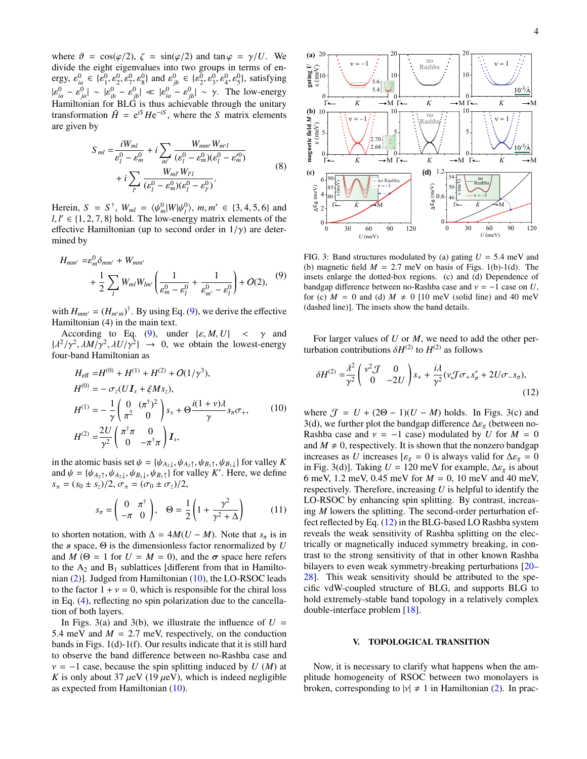where $\vartheta = \cos(\varphi/2)$, $\zeta = \sin(\varphi/2)$ and $\tan\varphi = \gamma/U$. We divide the eight eigenvalues into two groups in terms of energy, $\varepsilon^0_{ia} \in \{\varepsilon^0_1, \varepsilon^0_2, \varepsilon^0_7, \varepsilon^0_8\}$ and $\varepsilon^0_{jb} \in \{\varepsilon^0_2, \varepsilon^0_3, \varepsilon^0_4, \varepsilon^0_5\}$, satisfying $|\varepsilon^0_{ia} - \varepsilon^0_{ja}| \sim |\varepsilon^0_{ib} - \varepsilon^0_{jb}| \ll |\varepsilon^0_{ia} - \varepsilon^0_{jb}| \sim \gamma$. The low-energy Hamiltonian for BLG is thus achievable through the unitary transformation $\tilde{H} = e^{iS} H e^{-iS}$, where the $S$ matrix elements are given by

$$
\begin{aligned}
S_{ml} =& \frac{iW_{ml}}{\varepsilon^0_l - \varepsilon^0_m} + i\sum_{m'} \frac{W_{mm'}W_{m'l}}{(\varepsilon^0_l - \varepsilon^0_m)(\varepsilon^0_l - \varepsilon^0_{m'})} \\
&+ i\sum_{l'} \frac{W_{ml'}W_{l'l}}{(\varepsilon^0_l - \varepsilon^0_m)(\varepsilon^0_l - \varepsilon^0_{l'})}.
\end{aligned} \tag{8}
$$

Herein, $S = S^\dagger$, $W_{ml} = \langle\psi^0_m|W|\psi^0_l\rangle$, $m, m' \in \{3,4,5,6\}$ and $l, l' \in \{1,2,7,8\}$ hold. The low-energy matrix elements of the effective Hamiltonian (up to second order in $1/\gamma$) are determined by

$$
\begin{aligned}
H_{mm'} =& \varepsilon^0_m \delta_{mm'} + W_{mm'} \\
&+ \frac{1}{2}\sum_l W_{ml}W_{lm'}\left(\frac{1}{\varepsilon^0_m - \varepsilon^0_l} + \frac{1}{\varepsilon^0_{m'} - \varepsilon^0_l}\right) + O(2),
\end{aligned} \tag{9}
$$

with $H_{mm'} = (H_{m'm})^\dagger$. By using Eq. (9), we derive the effective Hamiltonian (4) in the main text.

According to Eq. (9), under $\{\varepsilon, M, U\} < \gamma$ and $\{\lambda^2/\gamma^2, \lambda M/\gamma^2, \lambda U/\gamma^2\} \to 0$, we obtain the lowest-energy four-band Hamiltonian as

$$
\begin{aligned}
H_{\rm eff} =& H^{(0)} + H^{(1)} + H^{(2)} + O(1/\gamma^3), \\
H^{(0)} =& -\sigma_z(U\boldsymbol{I}_s + \xi M s_z), \\
H^{(1)} =& -\frac{1}{\gamma}\begin{pmatrix} 0 & (\pi^\dagger)^2 \\ \pi^2 & 0 \end{pmatrix} s_x + \Theta\frac{i(1+\nu)\lambda}{\gamma} s_\pi \sigma_+, \\
H^{(2)} =& \frac{2U}{\gamma^2}\begin{pmatrix} \pi^\dagger\pi & 0 \\ 0 & -\pi^\dagger\pi \end{pmatrix} \boldsymbol{I}_s,
\end{aligned} \tag{10}
$$

in the atomic basis set $\psi = \{\psi_{A_2\downarrow}, \psi_{A_2\uparrow}, \psi_{B_1\uparrow}, \psi_{B_1\downarrow}\}$ for valley $K$ and $\psi = \{\psi_{A_2\uparrow}, \psi_{A_2\downarrow}, \psi_{B_1\downarrow}, \psi_{B_1\uparrow}\}$ for valley $K'$. Here, we define $s_\pm = (s_0 \pm s_z)/2$, $\sigma_\pm = (\sigma_0 \pm \sigma_z)/2$,

$$
s_\pi = \begin{pmatrix} 0 & \pi^\dagger \\ -\pi & 0 \end{pmatrix}, \quad \Theta = \frac{1}{2}\left(1 + \frac{\gamma^2}{\gamma^2 + \Delta}\right) \tag{11}
$$

to shorten notation, with $\Delta = 4M(U - M)$. Note that $s_\pi$ is in the $\boldsymbol{s}$ space, $\Theta$ is the dimensionless factor renormalized by $U$ and $M$ ($\Theta = 1$ for $U = M = 0$), and the $\boldsymbol{\sigma}$ space here refers to the $A_2$ and $B_1$ sublattices [different from that in Hamiltonian (2)]. Judged from Hamiltonian (10), the LO-RSOC leads to the factor $1 + \nu = 0$, which is responsible for the chiral loss in Eq. (4), reflecting no spin polarization due to the cancellation of both layers.

In Figs. 3(a) and 3(b), we illustrate the influence of $U = 5.4$ meV and $M = 2.7$ meV, respectively, on the conduction bands in Figs. 1(d)-1(f). Our results indicate that it is still hard to observe the band difference between no-Rashba case and $\nu = -1$ case, because the spin splitting induced by $U$ ($M$) at $K$ is only about 37 $\mu$eV (19 $\mu$eV), which is indeed negligible as expected from Hamiltonian (10).

FIG. 3: Band structures modulated by (a) gating $U = 5.4$ meV and (b) magnetic field $M = 2.7$ meV on basis of Figs. 1(b)-1(d). The insets enlarge the dotted-box regions. (c) and (d) Dependence of bandgap difference between no-Rashba case and $\nu = -1$ case on $U$, for (c) $M = 0$ and (d) $M \neq 0$ [10 meV (solid line) and 40 meV (dashed line)]. The insets show the band details.

For larger values of $U$ or $M$, we need to add the other perturbation contributions $\delta H^{(2)}$ to $H^{(2)}$ as follows

$$
\delta H^{(2)} = \frac{\lambda^2}{\gamma^2}\begin{pmatrix} \nu^2\mathcal{J} & 0 \\ 0 & -2U \end{pmatrix} s_+ + \frac{i\lambda}{\gamma^2}(\nu\mathcal{J}\sigma_+ s^*_\pi + 2U\sigma_- s_\pi), \tag{12}
$$

where $\mathcal{J} = U + (2\Theta - 1)(U - M)$ holds. In Figs. 3(c) and 3(d), we further plot the bandgap difference $\Delta\varepsilon_g$ (between no-Rashba case and $\nu = -1$ case) modulated by $U$ for $M = 0$ and $M \neq 0$, respectively. It is shown that the nonzero bandgap increases as $U$ increases [$\varepsilon_g = 0$ is always valid for $\Delta\varepsilon_g = 0$ in Fig. 3(d)]. Taking $U = 120$ meV for example, $\Delta\varepsilon_g$ is about 6 meV, 1.2 meV, 0.45 meV for $M = 0$, 10 meV and 40 meV, respectively. Therefore, increasing $U$ is helpful to identify the LO-RSOC by enhancing spin splitting. By contrast, increasing $M$ lowers the splitting. The second-order perturbation effect reflected by Eq. (12) in the BLG-based LO Rashba system reveals the weak sensitivity of Rashba splitting on the electrically or magnetically induced symmetry breaking, in contrast to the strong sensitivity of that in other known Rashba bilayers to even weak symmetry-breaking perturbations [20–28]. This weak sensitivity should be attributed to the specific vdW-coupled structure of BLG, and supports BLG to hold extremely-stable band topology in a relatively complex double-interface problem [18].

## V. TOPOLOGICAL TRANSITION

Now, it is necessary to clarify what happens when the amplitude homogeneity of RSOC between two monolayers is broken, corresponding to $|\nu| \neq 1$ in Hamiltonian (2). In prac-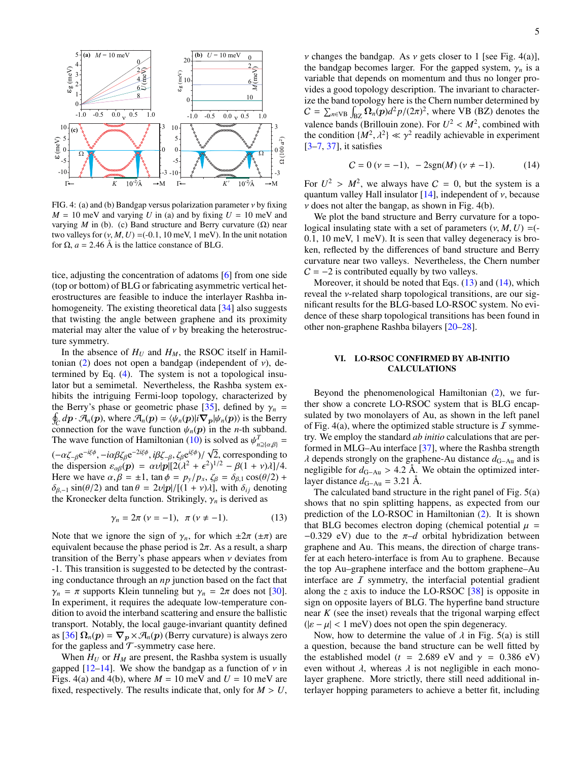FIG. 4: (a) and (b) Bandgap versus polarization parameter $\nu$ by fixing $M$ = 10 meV and varying $U$ in (a) and by fixing $U$ = 10 meV and varying $M$ in (b). (c) Band structure and Berry curvature ($\Omega$) near two valleys for $(\nu, M, U)$ =(-0.1, 10 meV, 1 meV). In the unit notation for $\Omega$, $a$ = 2.46 Å is the lattice constance of BLG.

tice, adjusting the concentration of adatoms [6] from one side (top or bottom) of BLG or fabricating asymmetric vertical heterostructures are feasible to induce the interlayer Rashba inhomogeneity. The existing theoretical data [34] also suggests that twisting the angle between graphene and its proximity material may alter the value of $\nu$ by breaking the heterostructure symmetry.

In the absence of $H_U$ and $H_M$, the RSOC itself in Hamiltonian (2) does not open a bandgap (independent of $\nu$), determined by Eq. (4). The system is not a topological insulator but a semimetal. Nevertheless, the Rashba system exhibits the intriguing Fermi-loop topology, characterized by the Berry's phase or geometric phase [35], defined by $\gamma_n = \oint_C d\boldsymbol{p} \cdot \mathcal{A}_n(\boldsymbol{p})$, where $\mathcal{A}_n(\boldsymbol{p}) = \langle \psi_n(\boldsymbol{p}) | i \nabla_{\boldsymbol{p}} | \psi_n(\boldsymbol{p}) \rangle$ is the Berry connection for the wave function $\psi_n(\boldsymbol{p})$ in the $n$-th subband. The wave function of Hamiltonian (10) is solved as $\psi^T_{n \supseteq \{\alpha, \beta\}} = (-\alpha \zeta_{-\beta} e^{-i\xi\phi}, -i\alpha\beta\zeta_\beta e^{-2i\xi\phi}, i\beta\zeta_{-\beta}, \zeta_\beta e^{i\xi\phi})/\sqrt{2}$, corresponding to the dispersion $\varepsilon_{\alpha\beta}(\boldsymbol{p}) = \alpha v|\boldsymbol{p}|[2(\lambda^2 + \epsilon^2)^{1/2} - \beta(1+\nu)\lambda]/4$. Here we have $\alpha, \beta = \pm 1$, $\tan\phi = p_y/p_x$, $\zeta_\beta = \delta_{\beta,1}\cos(\theta/2) + \delta_{\beta,-1}\sin(\theta/2)$ and $\tan\theta = 2v|\boldsymbol{p}|/[(1+\nu)\lambda]$, with $\delta_{ij}$ denoting the Kronecker delta function. Strikingly, $\gamma_n$ is derived as

$$\gamma_n = 2\pi \ (\nu = -1), \quad \pi \ (\nu \neq -1). \tag{13}$$

Note that we ignore the sign of $\gamma_n$, for which $\pm 2\pi$ ($\pm\pi$) are equivalent because the phase period is $2\pi$. As a result, a sharp transition of the Berry's phase appears when $\nu$ deviates from -1. This transition is suggested to be detected by the contrasting conductance through an *np* junction based on the fact that $\gamma_n = \pi$ supports Klein tunneling but $\gamma_n = 2\pi$ does not [30]. In experiment, it requires the adequate low-temperature condition to avoid the interband scattering and ensure the ballistic transport. Notably, the local gauge-invariant quantity defined as [36] $\boldsymbol{\Omega}_n(\boldsymbol{p}) = \nabla_{\boldsymbol{p}} \times \mathcal{A}_n(\boldsymbol{p})$ (Berry curvature) is always zero for the gapless and $\mathcal{T}$-symmetry case here.

When $H_U$ or $H_M$ are present, the Rashba system is usually gapped [12–14]. We show the bandgap as a function of $\nu$ in Figs. 4(a) and 4(b), where $M$ = 10 meV and $U$ = 10 meV are fixed, respectively. The results indicate that, only for $M > U$, $\nu$ changes the bandgap. As $\nu$ gets closer to 1 [see Fig. 4(a)], the bandgap becomes larger. For the gapped system, $\gamma_n$ is a variable that depends on momentum and thus no longer provides a good topology description. The invariant to characterize the band topology here is the Chern number determined by $C = \sum_{n\in\text{VB}} \int_{\text{BZ}} \boldsymbol{\Omega}_n(\boldsymbol{p}) d^2p/(2\pi)^2$, where VB (BZ) denotes the valence bands (Brillouin zone). For $U^2 < M^2$, combined with the condition $\{M^2, \lambda^2\} \ll \gamma^2$ readily achievable in experiment [3–7, 37], it satisfies

$$C = 0 \ (\nu = -1), \quad -2\text{sgn}(M) \ (\nu \neq -1). \tag{14}$$

For $U^2 > M^2$, we always have $C = 0$, but the system is a quantum valley Hall insulator [14], independent of $\nu$, because $\nu$ does not alter the bangap, as shown in Fig. 4(b).

We plot the band structure and Berry curvature for a topological insulating state with a set of parameters $(\nu, M, U)$ =(-0.1, 10 meV, 1 meV). It is seen that valley degeneracy is broken, reflected by the differences of band structure and Berry curvature near two valleys. Nevertheless, the Chern number $C = -2$ is contributed equally by two valleys.

Moreover, it should be noted that Eqs. (13) and (14), which reveal the $\nu$-related sharp topological transitions, are our significant results for the BLG-based LO-RSOC system. No evidence of these sharp topological transitions has been found in other non-graphene Rashba bilayers [20–28].

## VI. LO-RSOC CONFIRMED BY AB-INITIO CALCULATIONS

Beyond the phenomenological Hamiltonian (2), we further show a concrete LO-RSOC system that is BLG encapsulated by two monolayers of Au, as shown in the left panel of Fig. 4(a), where the optimized stable structure is $\mathcal{I}$ symmetry. We employ the standard *ab initio* calculations that are performed in MLG–Au interface [37], where the Rashba strength $\lambda$ depends strongly on the graphene-Au distance $d_{\text{G-Au}}$ and is negligible for $d_{\text{G-Au}} > 4.2$ Å. We obtain the optimized interlayer distance $d_{\text{G-Au}} = 3.21$ Å.

The calculated band structure in the right panel of Fig. 5(a) shows that no spin splitting happens, as expected from our prediction of the LO-RSOC in Hamiltonian (2). It is shown that BLG becomes electron doping (chemical potential $\mu$ = −0.329 eV) due to the $\pi$–$d$ orbital hybridization between graphene and Au. This means, the direction of charge transfer at each hetero-interface is from Au to graphene. Because the top Au–graphene interface and the bottom graphene–Au interface are $\mathcal{I}$ symmetry, the interfacial potential gradient along the $z$ axis to induce the LO-RSOC [38] is opposite in sign on opposite layers of BLG. The hyperfine band structure near $K$ (see the inset) reveals that the trigonal warping effect ($|\varepsilon - \mu| < 1$ meV) does not open the spin degeneracy.

Now, how to determine the value of $\lambda$ in Fig. 5(a) is still a question, because the band structure can be well fitted by the established model ($t$ = 2.689 eV and $\gamma$ = 0.386 eV) even without $\lambda$, whereas $\lambda$ is not negligible in each monolayer graphene. More strictly, there still need additional interlayer hopping parameters to achieve a better fit, including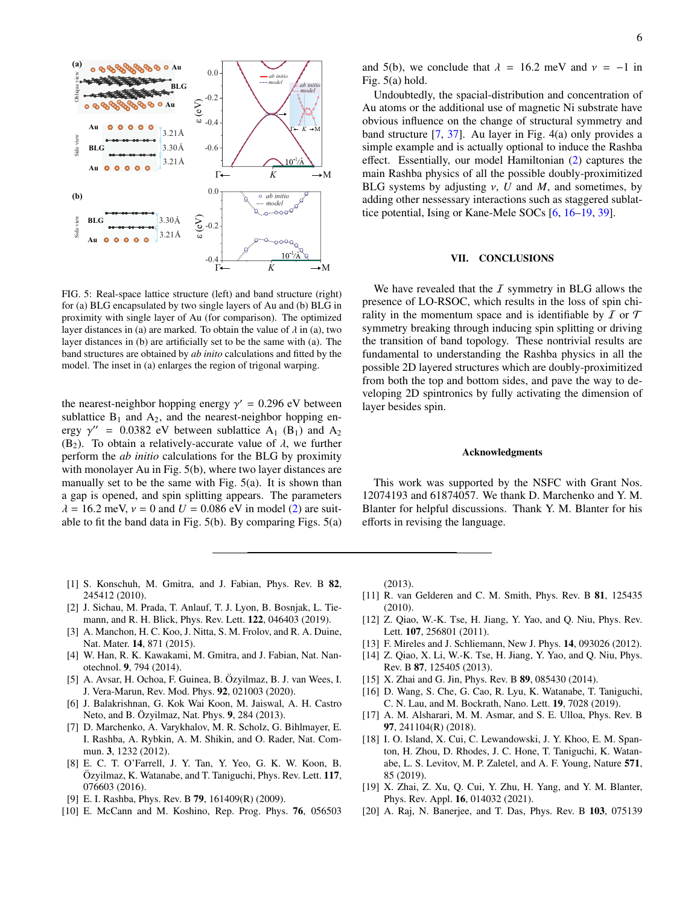FIG. 5: Real-space lattice structure (left) and band structure (right) for (a) BLG encapsulated by two single layers of Au and (b) BLG in proximity with single layer of Au (for comparison). The optimized layer distances in (a) are marked. To obtain the value of $\lambda$ in (a), two layer distances in (b) are artificially set to be the same with (a). The band structures are obtained by *ab inito* calculations and fitted by the model. The inset in (a) enlarges the region of trigonal warping.

the nearest-neighbor hopping energy $\gamma' = 0.296$ eV between sublattice $B_1$ and $A_2$, and the nearest-neighbor hopping energy $\gamma'' = 0.0382$ eV between sublattice $A_1$ ($B_1$) and $A_2$ ($B_2$). To obtain a relatively-accurate value of $\lambda$, we further perform the *ab initio* calculations for the BLG by proximity with monolayer Au in Fig. 5(b), where two layer distances are manually set to be the same with Fig. 5(a). It is shown than a gap is opened, and spin splitting appears. The parameters $\lambda = 16.2$ meV, $\nu = 0$ and $U = 0.086$ eV in model (2) are suitable to fit the band data in Fig. 5(b). By comparing Figs. 5(a) and 5(b), we conclude that $\lambda = 16.2$ meV and $\nu = -1$ in Fig. 5(a) hold.

Undoubtedly, the spacial-distribution and concentration of Au atoms or the additional use of magnetic Ni substrate have obvious influence on the change of structural symmetry and band structure [7, 37]. Au layer in Fig. 4(a) only provides a simple example and is actually optional to induce the Rashba effect. Essentially, our model Hamiltonian (2) captures the main Rashba physics of all the possible doubly-proximitized BLG systems by adjusting $\nu$, $U$ and $M$, and sometimes, by adding other nessessary interactions such as staggered sublattice potential, Ising or Kane-Mele SOCs [6, 16–19, 39].

## VII. CONCLUSIONS

We have revealed that the $\mathcal{I}$ symmetry in BLG allows the presence of LO-RSOC, which results in the loss of spin chirality in the momentum space and is identifiable by $\mathcal{I}$ or $\mathcal{T}$ symmetry breaking through inducing spin splitting or driving the transition of band topology. These nontrivial results are fundamental to understanding the Rashba physics in all the possible 2D layered structures which are doubly-proximitized from both the top and bottom sides, and pave the way to developing 2D spintronics by fully activating the dimension of layer besides spin.

### Acknowledgments

This work was supported by the NSFC with Grant Nos. 12074193 and 61874057. We thank D. Marchenko and Y. M. Blanter for helpful discussions. Thank Y. M. Blanter for his efforts in revising the language.

---

[1] S. Konschuh, M. Gmitra, and J. Fabian, Phys. Rev. B **82**, 245412 (2010).
[2] J. Sichau, M. Prada, T. Anlauf, T. J. Lyon, B. Bosnjak, L. Tiemann, and R. H. Blick, Phys. Rev. Lett. **122**, 046403 (2019).
[3] A. Manchon, H. C. Koo, J. Nitta, S. M. Frolov, and R. A. Duine, Nat. Mater. **14**, 871 (2015).
[4] W. Han, R. K. Kawakami, M. Gmitra, and J. Fabian, Nat. Nanotechnol. **9**, 794 (2014).
[5] A. Avsar, H. Ochoa, F. Guinea, B. Özyilmaz, B. J. van Wees, I. J. Vera-Marun, Rev. Mod. Phys. **92**, 021003 (2020).
[6] J. Balakrishnan, G. Kok Wai Koon, M. Jaiswal, A. H. Castro Neto, and B. Özyilmaz, Nat. Phys. **9**, 284 (2013).
[7] D. Marchenko, A. Varykhalov, M. R. Scholz, G. Bihlmayer, E. I. Rashba, A. Rybkin, A. M. Shikin, and O. Rader, Nat. Commun. **3**, 1232 (2012).
[8] E. C. T. O'Farrell, J. Y. Tan, Y. Yeo, G. K. W. Koon, B. Özyilmaz, K. Watanabe, and T. Taniguchi, Phys. Rev. Lett. **117**, 076603 (2016).
[9] E. I. Rashba, Phys. Rev. B **79**, 161409(R) (2009).
[10] E. McCann and M. Koshino, Rep. Prog. Phys. **76**, 056503 (2013).
[11] R. van Gelderen and C. M. Smith, Phys. Rev. B **81**, 125435 (2010).
[12] Z. Qiao, W.-K. Tse, H. Jiang, Y. Yao, and Q. Niu, Phys. Rev. Lett. **107**, 256801 (2011).
[13] F. Mireles and J. Schliemann, New J. Phys. **14**, 093026 (2012).
[14] Z. Qiao, X. Li, W.-K. Tse, H. Jiang, Y. Yao, and Q. Niu, Phys. Rev. B **87**, 125405 (2013).
[15] X. Zhai and G. Jin, Phys. Rev. B **89**, 085430 (2014).
[16] D. Wang, S. Che, G. Cao, R. Lyu, K. Watanabe, T. Taniguchi, C. N. Lau, and M. Bockrath, Nano. Lett. **19**, 7028 (2019).
[17] A. M. Alsharari, M. M. Asmar, and S. E. Ulloa, Phys. Rev. B **97**, 241104(R) (2018).
[18] I. O. Island, X. Cui, C. Lewandowski, J. Y. Khoo, E. M. Spanton, H. Zhou, D. Rhodes, J. C. Hone, T. Taniguchi, K. Watanabe, L. S. Levitov, M. P. Zaletel, and A. F. Young, Nature **571**, 85 (2019).
[19] X. Zhai, Z. Xu, Q. Cui, Y. Zhu, H. Yang, and Y. M. Blanter, Phys. Rev. Appl. **16**, 014032 (2021).
[20] A. Raj, N. Banerjee, and T. Das, Phys. Rev. B **103**, 075139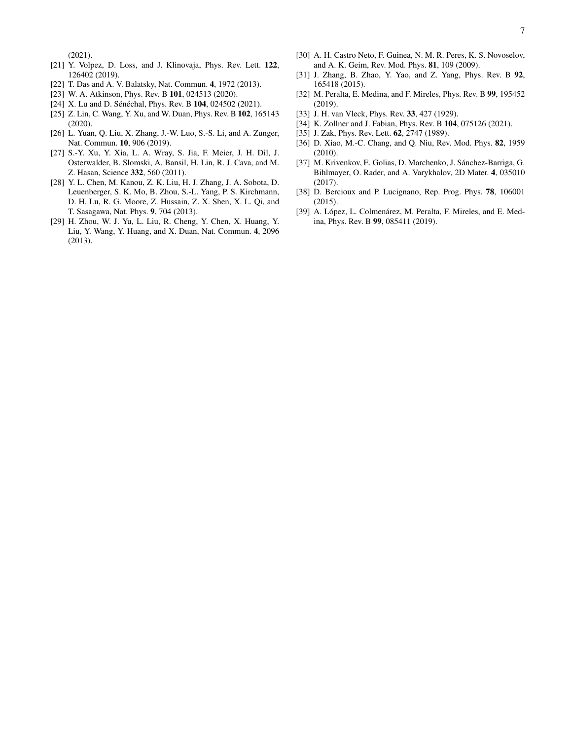(2021).

[21] Y. Volpez, D. Loss, and J. Klinovaja, Phys. Rev. Lett. **122**, 126402 (2019).

[22] T. Das and A. V. Balatsky, Nat. Commun. **4**, 1972 (2013).

[23] W. A. Atkinson, Phys. Rev. B **101**, 024513 (2020).

[24] X. Lu and D. Sénéchal, Phys. Rev. B **104**, 024502 (2021).

[25] Z. Lin, C. Wang, Y. Xu, and W. Duan, Phys. Rev. B **102**, 165143 (2020).

[26] L. Yuan, Q. Liu, X. Zhang, J.-W. Luo, S.-S. Li, and A. Zunger, Nat. Commun. **10**, 906 (2019).

[27] S.-Y. Xu, Y. Xia, L. A. Wray, S. Jia, F. Meier, J. H. Dil, J. Osterwalder, B. Slomski, A. Bansil, H. Lin, R. J. Cava, and M. Z. Hasan, Science **332**, 560 (2011).

[28] Y. L. Chen, M. Kanou, Z. K. Liu, H. J. Zhang, J. A. Sobota, D. Leuenberger, S. K. Mo, B. Zhou, S.-L. Yang, P. S. Kirchmann, D. H. Lu, R. G. Moore, Z. Hussain, Z. X. Shen, X. L. Qi, and T. Sasagawa, Nat. Phys. **9**, 704 (2013).

[29] H. Zhou, W. J. Yu, L. Liu, R. Cheng, Y. Chen, X. Huang, Y. Liu, Y. Wang, Y. Huang, and X. Duan, Nat. Commun. **4**, 2096 (2013).

[30] A. H. Castro Neto, F. Guinea, N. M. R. Peres, K. S. Novoselov, and A. K. Geim, Rev. Mod. Phys. **81**, 109 (2009).

[31] J. Zhang, B. Zhao, Y. Yao, and Z. Yang, Phys. Rev. B **92**, 165418 (2015).

[32] M. Peralta, E. Medina, and F. Mireles, Phys. Rev. B **99**, 195452 (2019).

[33] J. H. van Vleck, Phys. Rev. **33**, 427 (1929).

[34] K. Zollner and J. Fabian, Phys. Rev. B **104**, 075126 (2021).

[35] J. Zak, Phys. Rev. Lett. **62**, 2747 (1989).

[36] D. Xiao, M.-C. Chang, and Q. Niu, Rev. Mod. Phys. **82**, 1959 (2010).

[37] M. Krivenkov, E. Golias, D. Marchenko, J. Sánchez-Barriga, G. Bihlmayer, O. Rader, and A. Varykhalov, 2D Mater. **4**, 035010 (2017).

[38] D. Bercioux and P. Lucignano, Rep. Prog. Phys. **78**, 106001 (2015).

[39] A. López, L. Colmenárez, M. Peralta, F. Mireles, and E. Medina, Phys. Rev. B **99**, 085411 (2019).